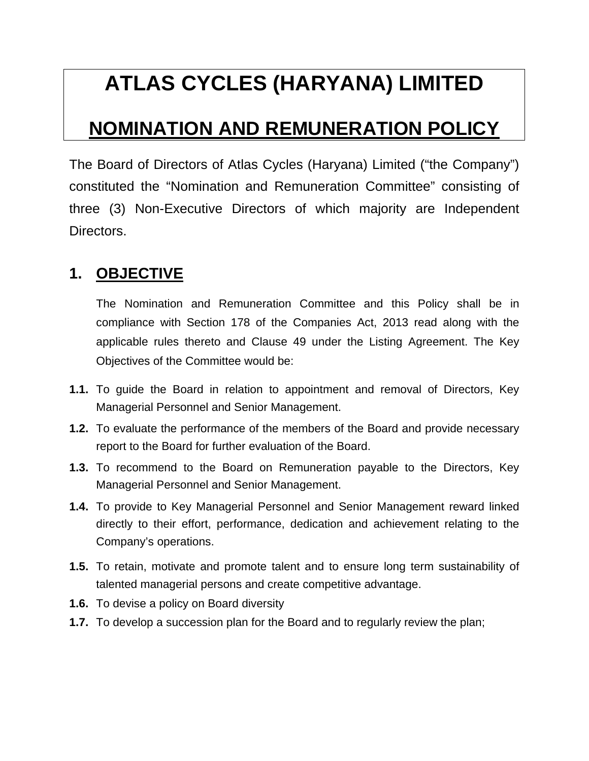# ATLAS CYCLES (HARYANA) LIMITED

# NOMINATION AND REMUNERATION POLICY

The Board of Directors of Atlas Cycles (Haryana) Limited ("the Company") constituted the "Nomination and Remuneration Committee" consisting of three (3) Non-Executive Directors of which majority are Independent Directors.

## 1. OBJECTIVE

The Nomination and Remuneration Committee and this Policy shall be in compliance with Section 178 of the Companies Act, 2013 read along with the applicable rules thereto and Clause 49 under the Listing Agreement. The Key Objectives of the Committee would be:

**1.1.** To guide the Board in relation to appointment and removal of Directors, Key Managerial Personnel and Senior Management.

**1.2.** To evaluate the performance of the members of the Board and provide necessary report to the Board for further evaluation of the Board.

**1.3.** To recommend to the Board on Remuneration payable to the Directors, Key Managerial Personnel and Senior Management.

**1.4.** To provide to Key Managerial Personnel and Senior Management reward linked directly to their effort, performance, dedication and achievement relating to the Company's operations.

**1.5.** To retain, motivate and promote talent and to ensure long term sustainability of talented managerial persons and create competitive advantage.

**1.6.** To devise a policy on Board diversity

**1.7.** To develop a succession plan for the Board and to regularly review the plan;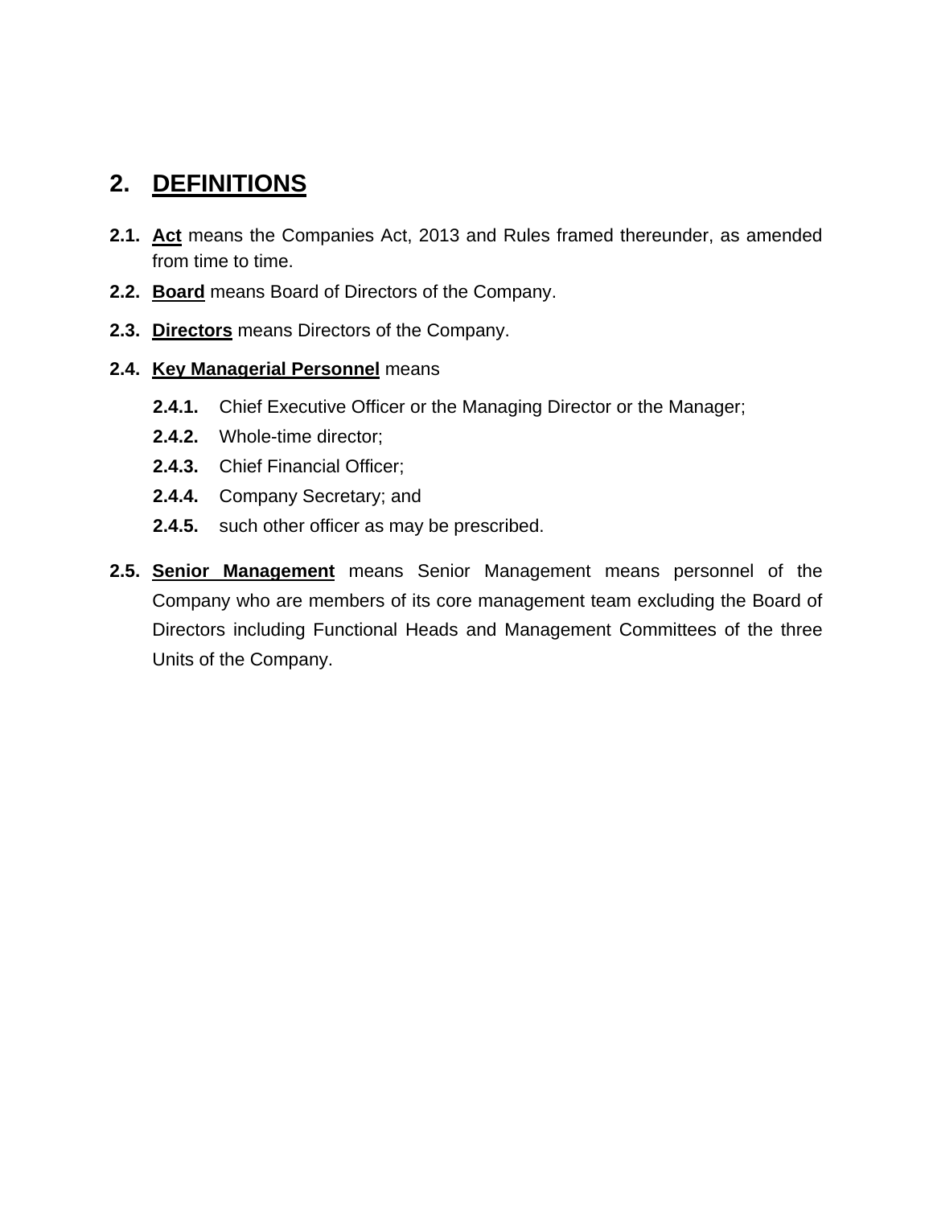## 2. DEFINITIONS

**2.1.** **Act** means the Companies Act, 2013 and Rules framed thereunder, as amended from time to time.

**2.2.** **Board** means Board of Directors of the Company.

**2.3.** **Directors** means Directors of the Company.

**2.4.** **Key Managerial Personnel** means

- **2.4.1.** Chief Executive Officer or the Managing Director or the Manager;
- **2.4.2.** Whole-time director;
- **2.4.3.** Chief Financial Officer;
- **2.4.4.** Company Secretary; and
- **2.4.5.** such other officer as may be prescribed.

**2.5.** **Senior Management** means Senior Management means personnel of the Company who are members of its core management team excluding the Board of Directors including Functional Heads and Management Committees of the three Units of the Company.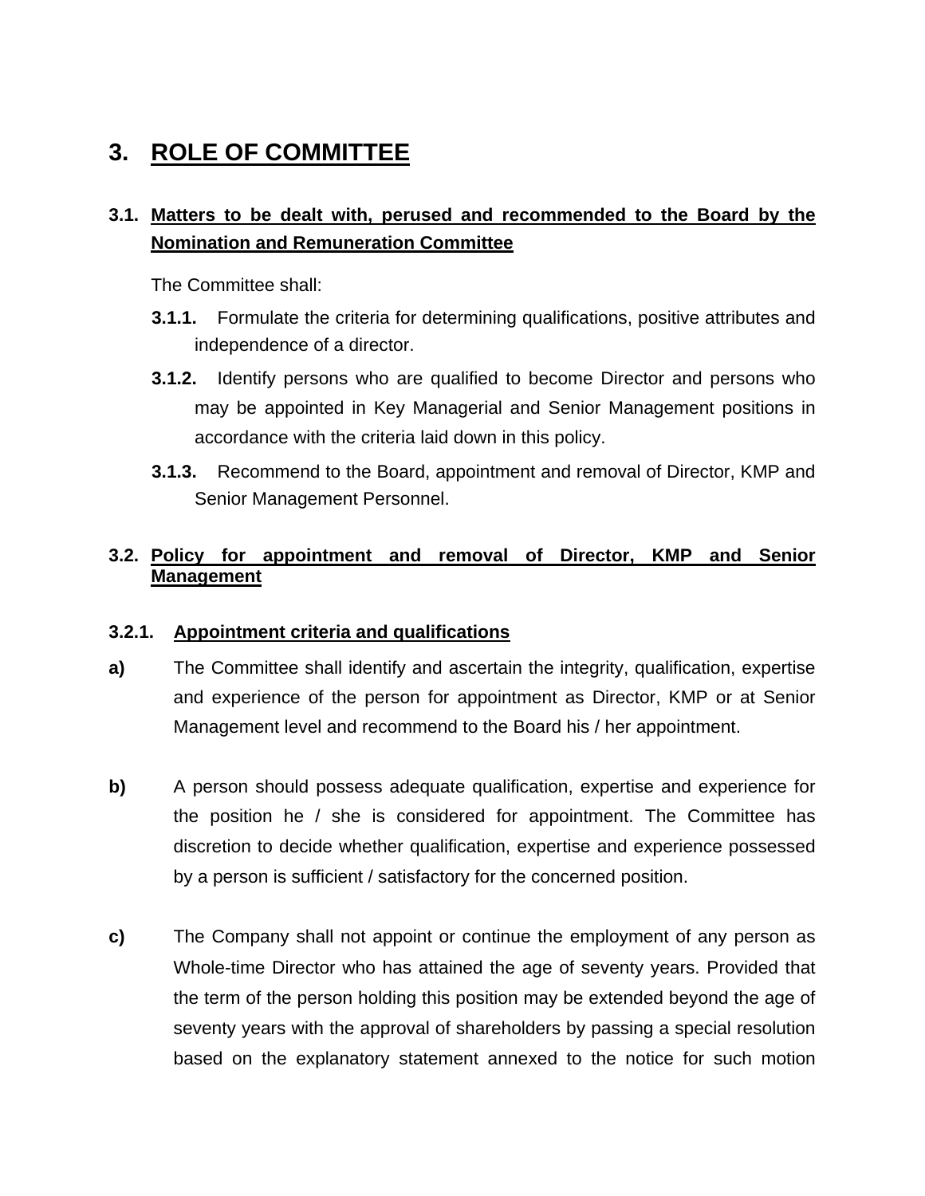# 3. ROLE OF COMMITTEE

## 3.1. Matters to be dealt with, perused and recommended to the Board by the Nomination and Remuneration Committee

The Committee shall:

**3.1.1.** Formulate the criteria for determining qualifications, positive attributes and independence of a director.

**3.1.2.** Identify persons who are qualified to become Director and persons who may be appointed in Key Managerial and Senior Management positions in accordance with the criteria laid down in this policy.

**3.1.3.** Recommend to the Board, appointment and removal of Director, KMP and Senior Management Personnel.

## 3.2. Policy for appointment and removal of Director, KMP and Senior Management

### 3.2.1. Appointment criteria and qualifications

**a)** The Committee shall identify and ascertain the integrity, qualification, expertise and experience of the person for appointment as Director, KMP or at Senior Management level and recommend to the Board his / her appointment.

**b)** A person should possess adequate qualification, expertise and experience for the position he / she is considered for appointment. The Committee has discretion to decide whether qualification, expertise and experience possessed by a person is sufficient / satisfactory for the concerned position.

**c)** The Company shall not appoint or continue the employment of any person as Whole-time Director who has attained the age of seventy years. Provided that the term of the person holding this position may be extended beyond the age of seventy years with the approval of shareholders by passing a special resolution based on the explanatory statement annexed to the notice for such motion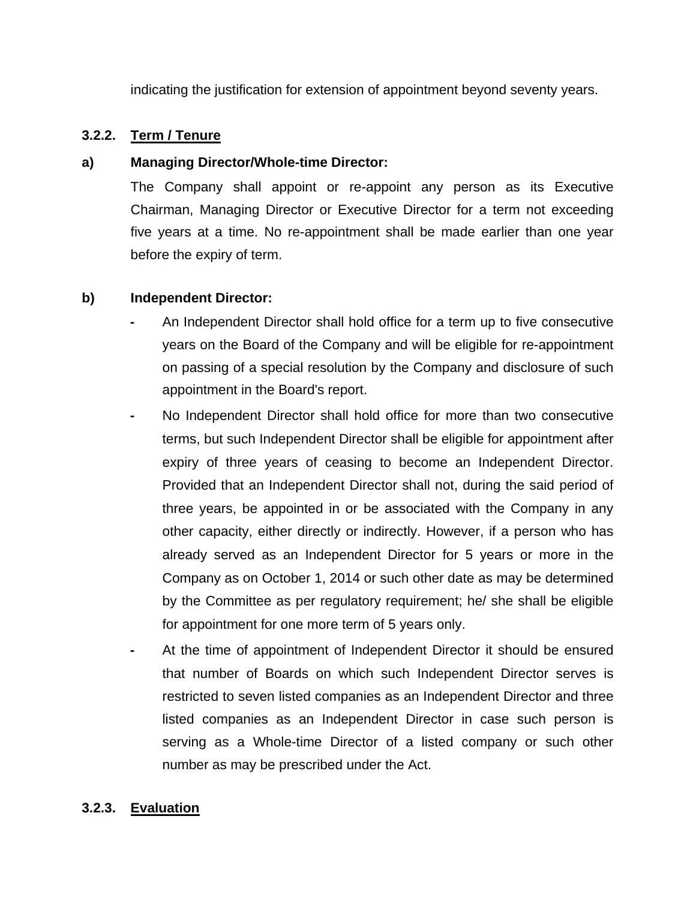indicating the justification for extension of appointment beyond seventy years.

### 3.2.2. Term / Tenure

**a) Managing Director/Whole-time Director:**

The Company shall appoint or re-appoint any person as its Executive Chairman, Managing Director or Executive Director for a term not exceeding five years at a time. No re-appointment shall be made earlier than one year before the expiry of term.

**b) Independent Director:**

- An Independent Director shall hold office for a term up to five consecutive years on the Board of the Company and will be eligible for re-appointment on passing of a special resolution by the Company and disclosure of such appointment in the Board's report.
- No Independent Director shall hold office for more than two consecutive terms, but such Independent Director shall be eligible for appointment after expiry of three years of ceasing to become an Independent Director. Provided that an Independent Director shall not, during the said period of three years, be appointed in or be associated with the Company in any other capacity, either directly or indirectly. However, if a person who has already served as an Independent Director for 5 years or more in the Company as on October 1, 2014 or such other date as may be determined by the Committee as per regulatory requirement; he/ she shall be eligible for appointment for one more term of 5 years only.
- At the time of appointment of Independent Director it should be ensured that number of Boards on which such Independent Director serves is restricted to seven listed companies as an Independent Director and three listed companies as an Independent Director in case such person is serving as a Whole-time Director of a listed company or such other number as may be prescribed under the Act.

### 3.2.3. Evaluation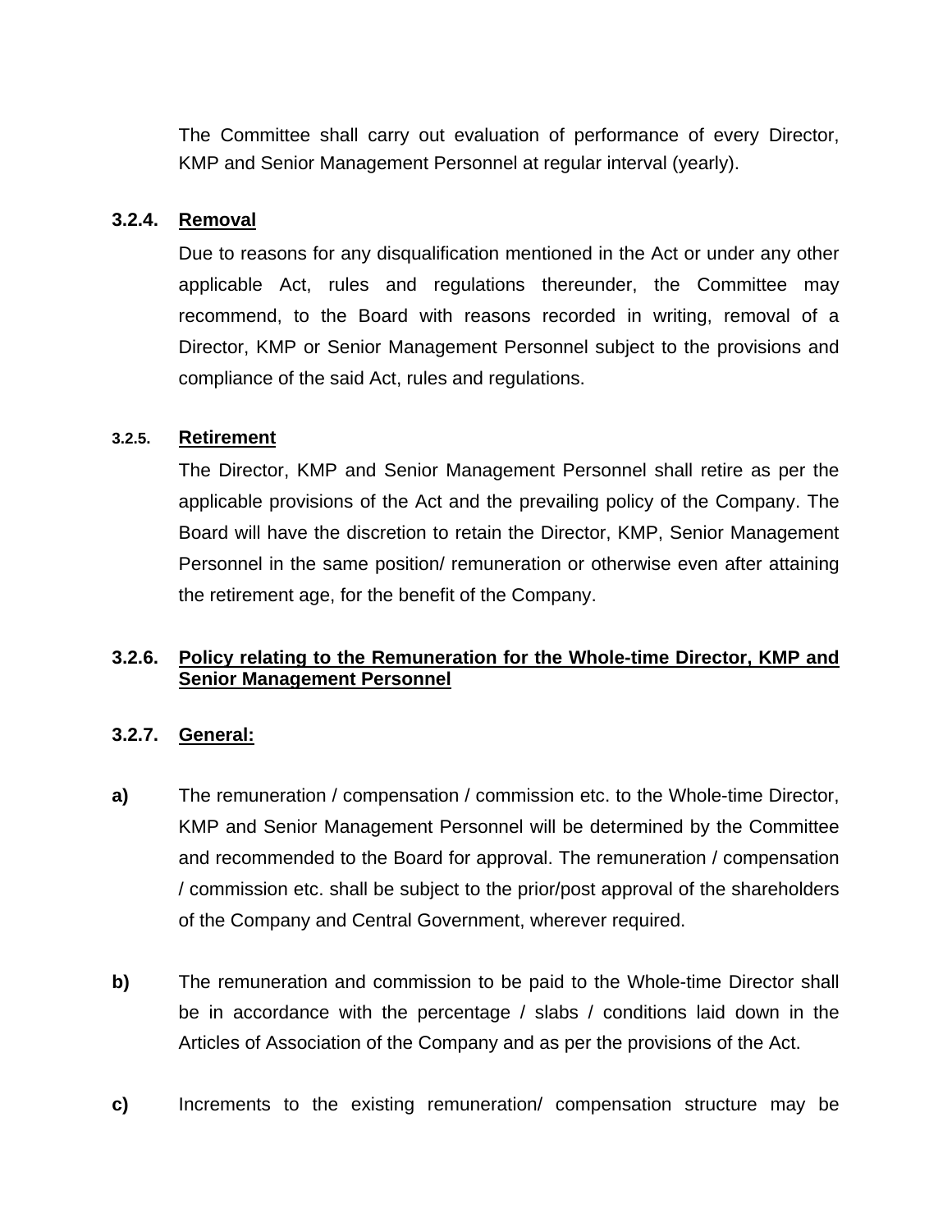The Committee shall carry out evaluation of performance of every Director, KMP and Senior Management Personnel at regular interval (yearly).

**3.2.4. Removal**

Due to reasons for any disqualification mentioned in the Act or under any other applicable Act, rules and regulations thereunder, the Committee may recommend, to the Board with reasons recorded in writing, removal of a Director, KMP or Senior Management Personnel subject to the provisions and compliance of the said Act, rules and regulations.

**3.2.5. Retirement**

The Director, KMP and Senior Management Personnel shall retire as per the applicable provisions of the Act and the prevailing policy of the Company. The Board will have the discretion to retain the Director, KMP, Senior Management Personnel in the same position/ remuneration or otherwise even after attaining the retirement age, for the benefit of the Company.

**3.2.6. Policy relating to the Remuneration for the Whole-time Director, KMP and Senior Management Personnel**

**3.2.7. General:**

**a)** The remuneration / compensation / commission etc. to the Whole-time Director, KMP and Senior Management Personnel will be determined by the Committee and recommended to the Board for approval. The remuneration / compensation / commission etc. shall be subject to the prior/post approval of the shareholders of the Company and Central Government, wherever required.

**b)** The remuneration and commission to be paid to the Whole-time Director shall be in accordance with the percentage / slabs / conditions laid down in the Articles of Association of the Company and as per the provisions of the Act.

**c)** Increments to the existing remuneration/ compensation structure may be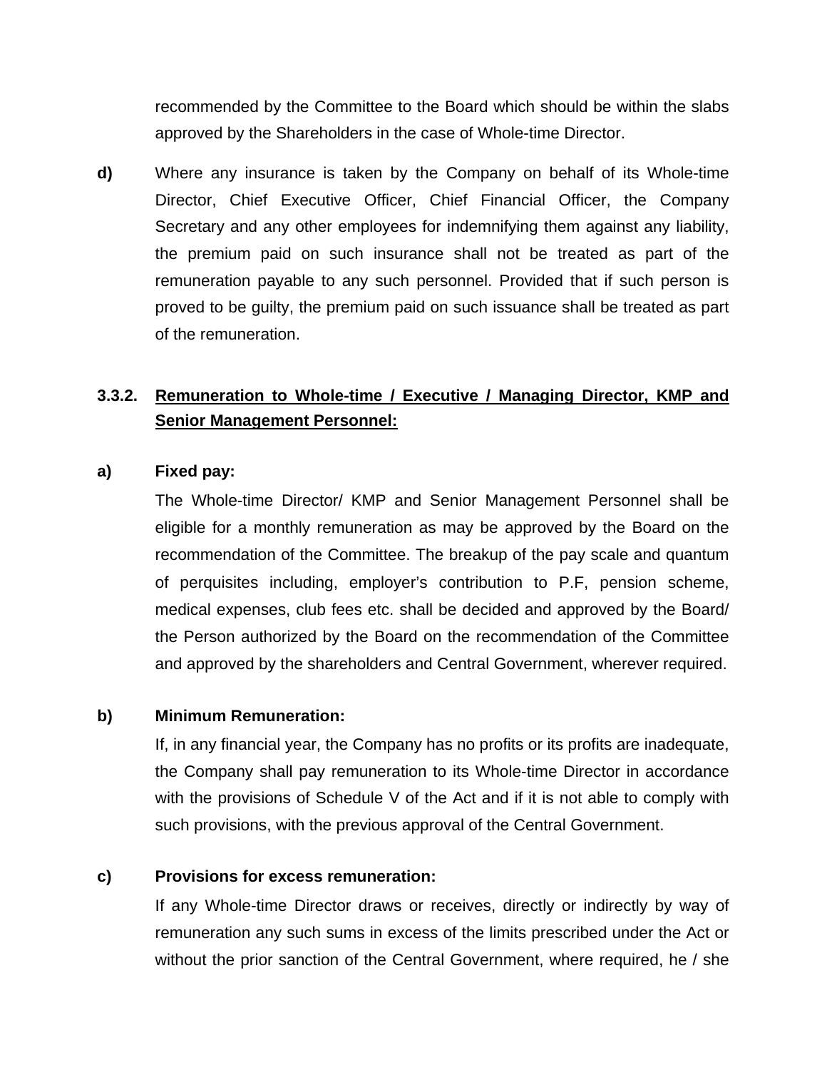recommended by the Committee to the Board which should be within the slabs approved by the Shareholders in the case of Whole-time Director.

**d)** Where any insurance is taken by the Company on behalf of its Whole-time Director, Chief Executive Officer, Chief Financial Officer, the Company Secretary and any other employees for indemnifying them against any liability, the premium paid on such insurance shall not be treated as part of the remuneration payable to any such personnel. Provided that if such person is proved to be guilty, the premium paid on such issuance shall be treated as part of the remuneration.

### 3.3.2. <u>Remuneration to Whole-time / Executive / Managing Director, KMP and Senior Management Personnel:</u>

**a) Fixed pay:**

The Whole-time Director/ KMP and Senior Management Personnel shall be eligible for a monthly remuneration as may be approved by the Board on the recommendation of the Committee. The breakup of the pay scale and quantum of perquisites including, employer's contribution to P.F, pension scheme, medical expenses, club fees etc. shall be decided and approved by the Board/ the Person authorized by the Board on the recommendation of the Committee and approved by the shareholders and Central Government, wherever required.

**b) Minimum Remuneration:**

If, in any financial year, the Company has no profits or its profits are inadequate, the Company shall pay remuneration to its Whole-time Director in accordance with the provisions of Schedule V of the Act and if it is not able to comply with such provisions, with the previous approval of the Central Government.

**c) Provisions for excess remuneration:**

If any Whole-time Director draws or receives, directly or indirectly by way of remuneration any such sums in excess of the limits prescribed under the Act or without the prior sanction of the Central Government, where required, he / she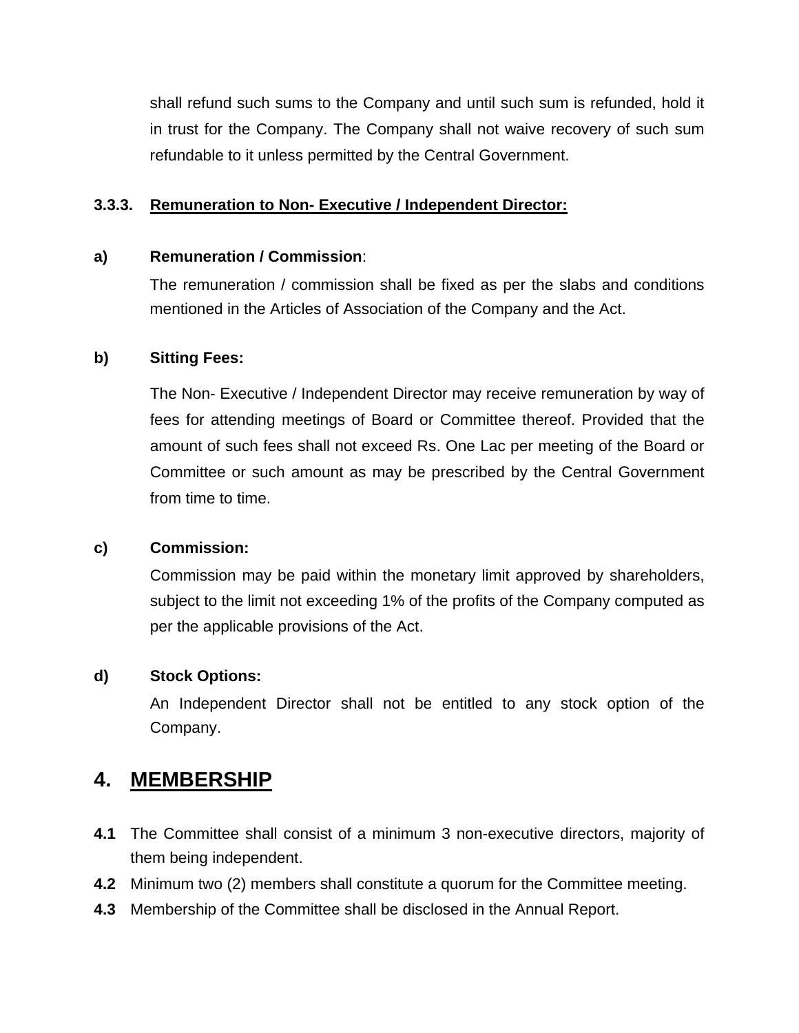shall refund such sums to the Company and until such sum is refunded, hold it in trust for the Company. The Company shall not waive recovery of such sum refundable to it unless permitted by the Central Government.

### 3.3.3. Remuneration to Non- Executive / Independent Director:

**a) Remuneration / Commission**:

The remuneration / commission shall be fixed as per the slabs and conditions mentioned in the Articles of Association of the Company and the Act.

**b) Sitting Fees:**

The Non- Executive / Independent Director may receive remuneration by way of fees for attending meetings of Board or Committee thereof. Provided that the amount of such fees shall not exceed Rs. One Lac per meeting of the Board or Committee or such amount as may be prescribed by the Central Government from time to time.

**c) Commission:**

Commission may be paid within the monetary limit approved by shareholders, subject to the limit not exceeding 1% of the profits of the Company computed as per the applicable provisions of the Act.

**d) Stock Options:**

An Independent Director shall not be entitled to any stock option of the Company.

## 4. MEMBERSHIP

**4.1** The Committee shall consist of a minimum 3 non-executive directors, majority of them being independent.

**4.2** Minimum two (2) members shall constitute a quorum for the Committee meeting.

**4.3** Membership of the Committee shall be disclosed in the Annual Report.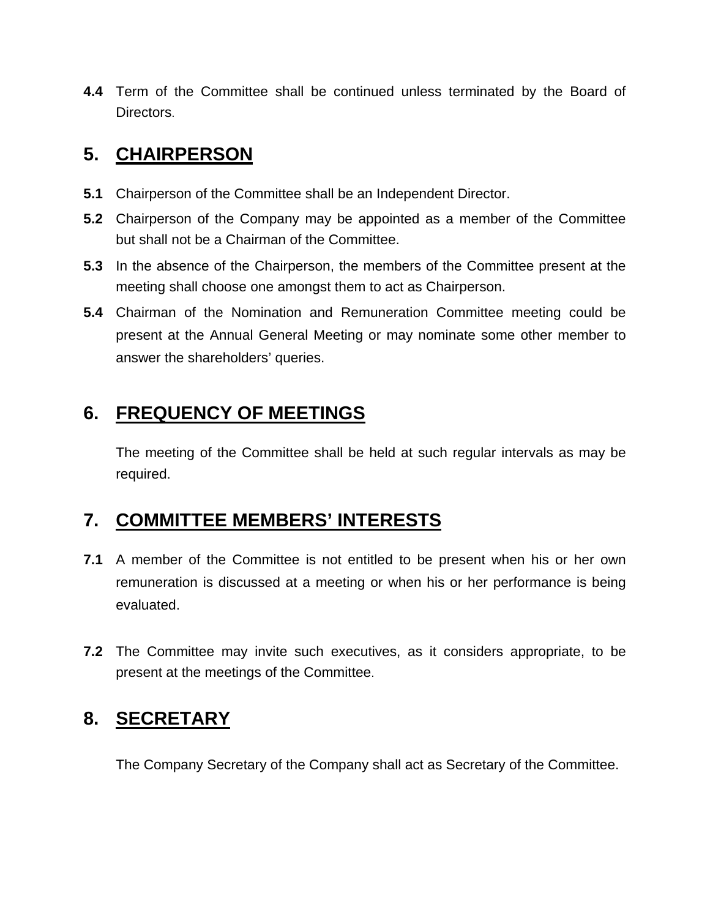**4.4** Term of the Committee shall be continued unless terminated by the Board of Directors.

## 5. CHAIRPERSON

**5.1** Chairperson of the Committee shall be an Independent Director.

**5.2** Chairperson of the Company may be appointed as a member of the Committee but shall not be a Chairman of the Committee.

**5.3** In the absence of the Chairperson, the members of the Committee present at the meeting shall choose one amongst them to act as Chairperson.

**5.4** Chairman of the Nomination and Remuneration Committee meeting could be present at the Annual General Meeting or may nominate some other member to answer the shareholders' queries.

## 6. FREQUENCY OF MEETINGS

The meeting of the Committee shall be held at such regular intervals as may be required.

## 7. COMMITTEE MEMBERS' INTERESTS

**7.1** A member of the Committee is not entitled to be present when his or her own remuneration is discussed at a meeting or when his or her performance is being evaluated.

**7.2** The Committee may invite such executives, as it considers appropriate, to be present at the meetings of the Committee.

## 8. SECRETARY

The Company Secretary of the Company shall act as Secretary of the Committee.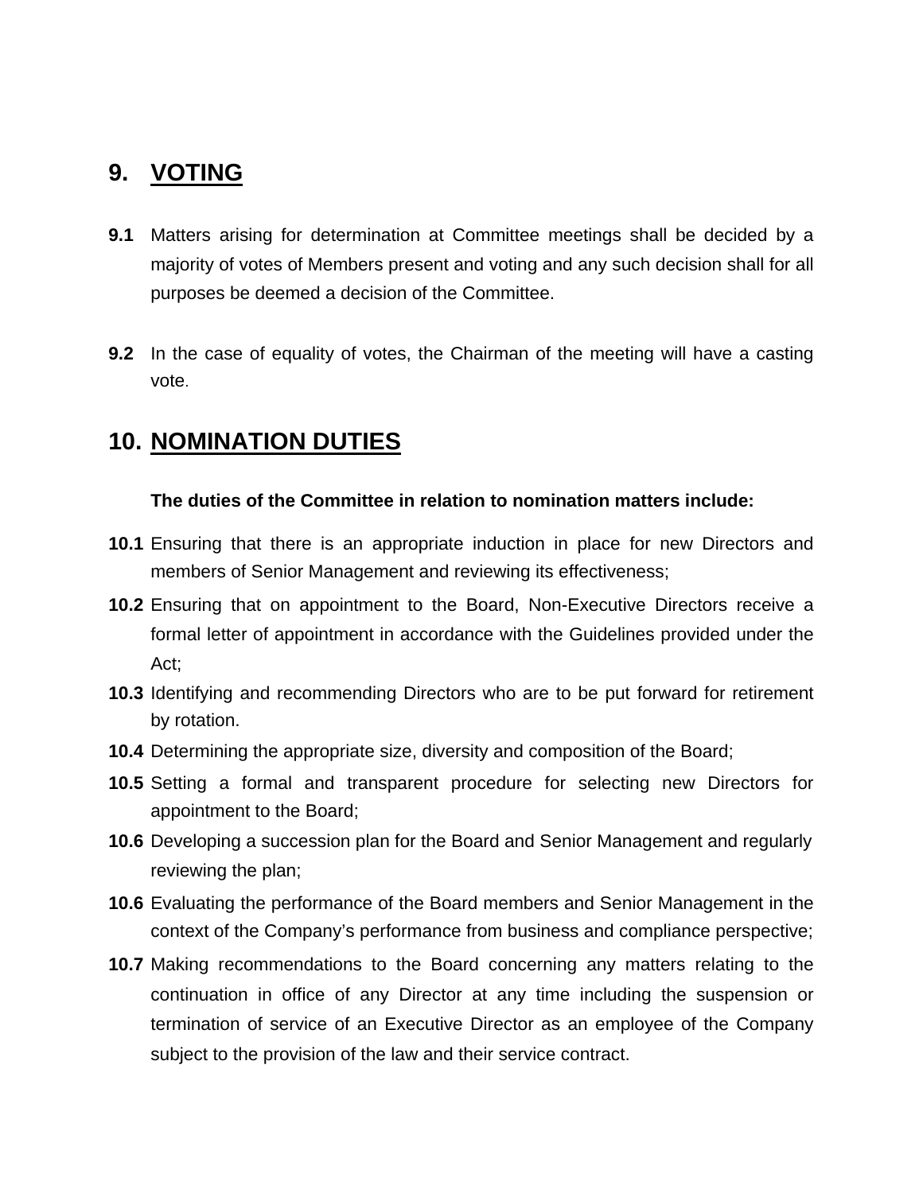## 9. VOTING

**9.1** Matters arising for determination at Committee meetings shall be decided by a majority of votes of Members present and voting and any such decision shall for all purposes be deemed a decision of the Committee.

**9.2** In the case of equality of votes, the Chairman of the meeting will have a casting vote.

## 10. NOMINATION DUTIES

**The duties of the Committee in relation to nomination matters include:**

**10.1** Ensuring that there is an appropriate induction in place for new Directors and members of Senior Management and reviewing its effectiveness;

**10.2** Ensuring that on appointment to the Board, Non-Executive Directors receive a formal letter of appointment in accordance with the Guidelines provided under the Act;

**10.3** Identifying and recommending Directors who are to be put forward for retirement by rotation.

**10.4** Determining the appropriate size, diversity and composition of the Board;

**10.5** Setting a formal and transparent procedure for selecting new Directors for appointment to the Board;

**10.6** Developing a succession plan for the Board and Senior Management and regularly reviewing the plan;

**10.6** Evaluating the performance of the Board members and Senior Management in the context of the Company's performance from business and compliance perspective;

**10.7** Making recommendations to the Board concerning any matters relating to the continuation in office of any Director at any time including the suspension or termination of service of an Executive Director as an employee of the Company subject to the provision of the law and their service contract.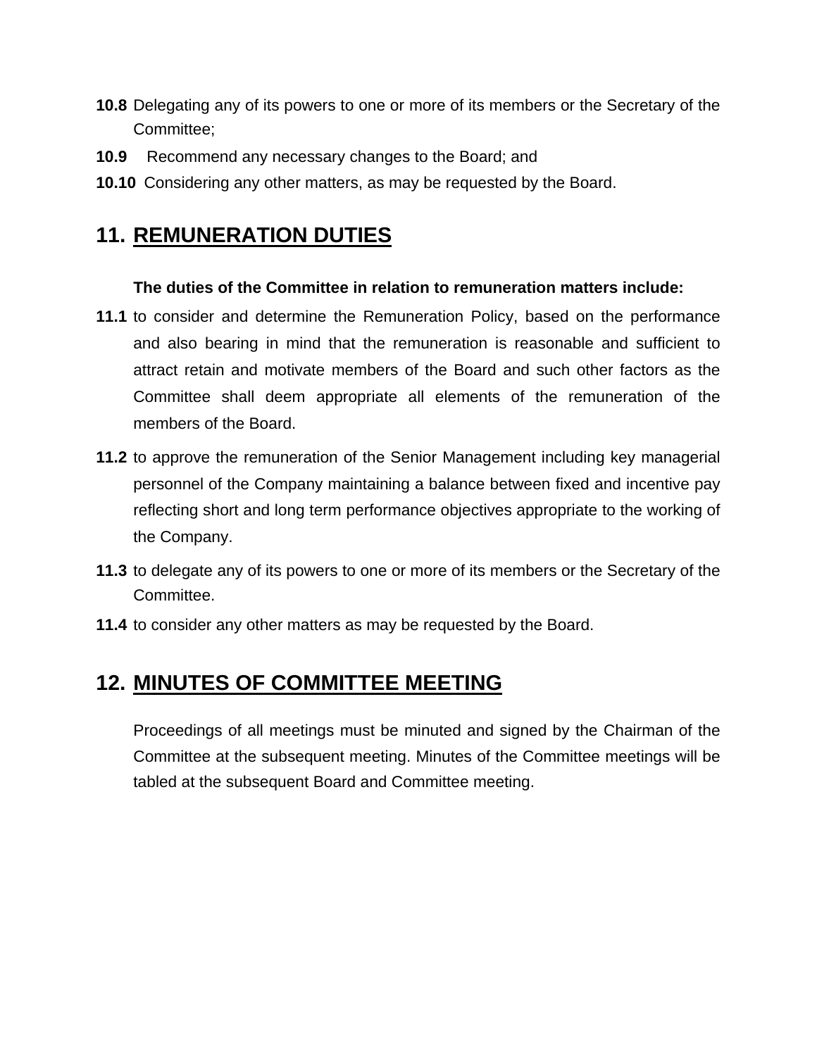**10.8** Delegating any of its powers to one or more of its members or the Secretary of the Committee;

**10.9** Recommend any necessary changes to the Board; and

**10.10** Considering any other matters, as may be requested by the Board.

## 11. <u>REMUNERATION DUTIES</u>

**The duties of the Committee in relation to remuneration matters include:**

**11.1** to consider and determine the Remuneration Policy, based on the performance and also bearing in mind that the remuneration is reasonable and sufficient to attract retain and motivate members of the Board and such other factors as the Committee shall deem appropriate all elements of the remuneration of the members of the Board.

**11.2** to approve the remuneration of the Senior Management including key managerial personnel of the Company maintaining a balance between fixed and incentive pay reflecting short and long term performance objectives appropriate to the working of the Company.

**11.3** to delegate any of its powers to one or more of its members or the Secretary of the Committee.

**11.4** to consider any other matters as may be requested by the Board.

## 12. <u>MINUTES OF COMMITTEE MEETING</u>

Proceedings of all meetings must be minuted and signed by the Chairman of the Committee at the subsequent meeting. Minutes of the Committee meetings will be tabled at the subsequent Board and Committee meeting.